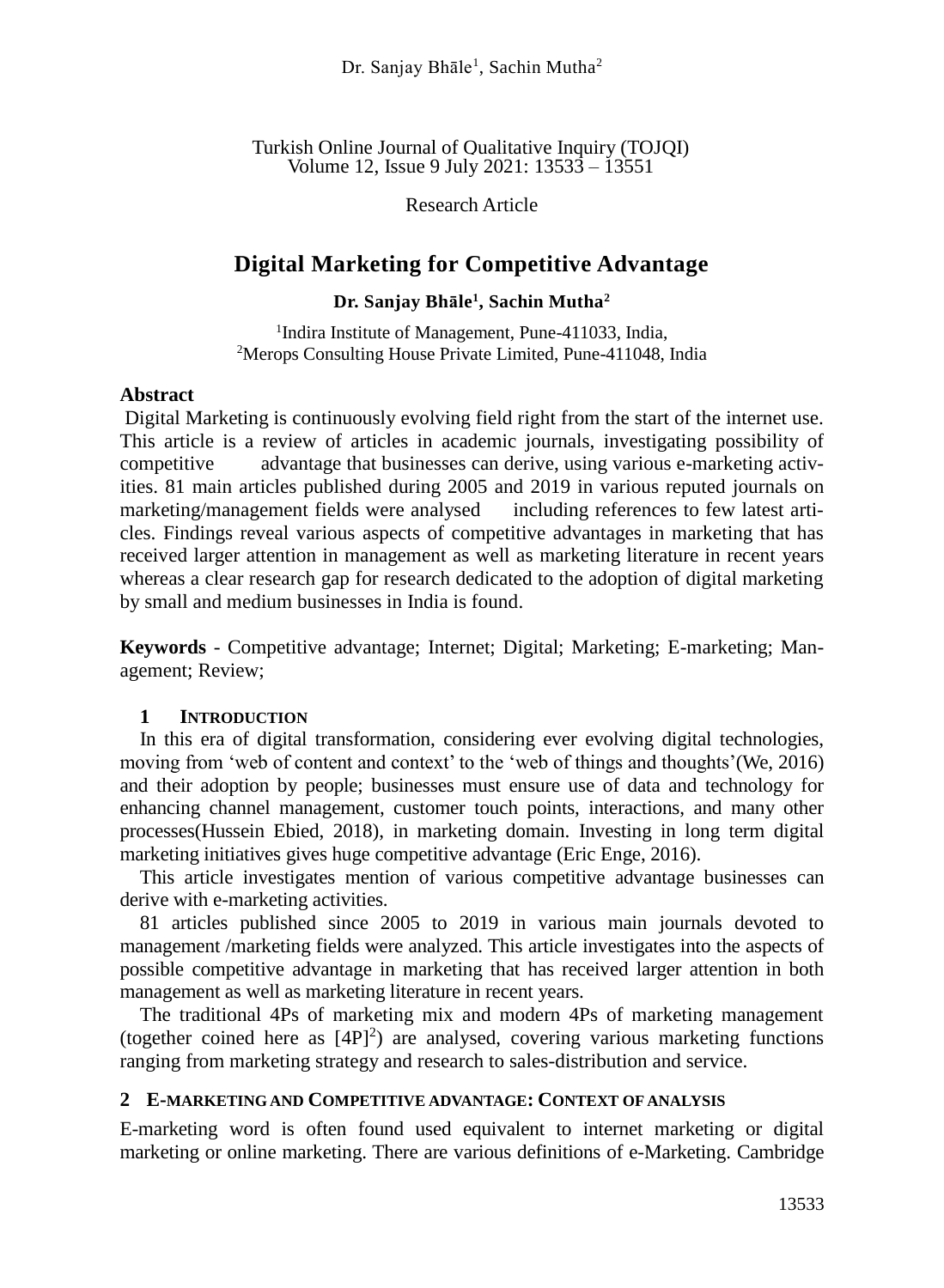Research Article

# Digital Marketing for Competitive Advantage

**Dr. Sanjay Bhāle[1], Sachin Mutha[2]**

[1]Indira Institute of Management, Pune-411033, India,
[2]Merops Consulting House Private Limited, Pune-411048, India

## Abstract

Digital Marketing is continuously evolving field right from the start of the internet use. This article is a review of articles in academic journals, investigating possibility of competitive advantage that businesses can derive, using various e-marketing activities. 81 main articles published during 2005 and 2019 in various reputed journals on marketing/management fields were analysed including references to few latest articles. Findings reveal various aspects of competitive advantages in marketing that has received larger attention in management as well as marketing literature in recent years whereas a clear research gap for research dedicated to the adoption of digital marketing by small and medium businesses in India is found.

**Keywords** - Competitive advantage; Internet; Digital; Marketing; E-marketing; Management; Review;

## 1 Introduction

In this era of digital transformation, considering ever evolving digital technologies, moving from 'web of content and context' to the 'web of things and thoughts'(We, 2016) and their adoption by people; businesses must ensure use of data and technology for enhancing channel management, customer touch points, interactions, and many other processes(Hussein Ebied, 2018), in marketing domain. Investing in long term digital marketing initiatives gives huge competitive advantage (Eric Enge, 2016).

This article investigates mention of various competitive advantage businesses can derive with e-marketing activities.

81 articles published since 2005 to 2019 in various main journals devoted to management /marketing fields were analyzed. This article investigates into the aspects of possible competitive advantage in marketing that has received larger attention in both management as well as marketing literature in recent years.

The traditional 4Ps of marketing mix and modern 4Ps of marketing management (together coined here as $[4P]^2$) are analysed, covering various marketing functions ranging from marketing strategy and research to sales-distribution and service.

## 2 E-marketing and Competitive advantage: Context of analysis

E-marketing word is often found used equivalent to internet marketing or digital marketing or online marketing. There are various definitions of e-Marketing. Cambridge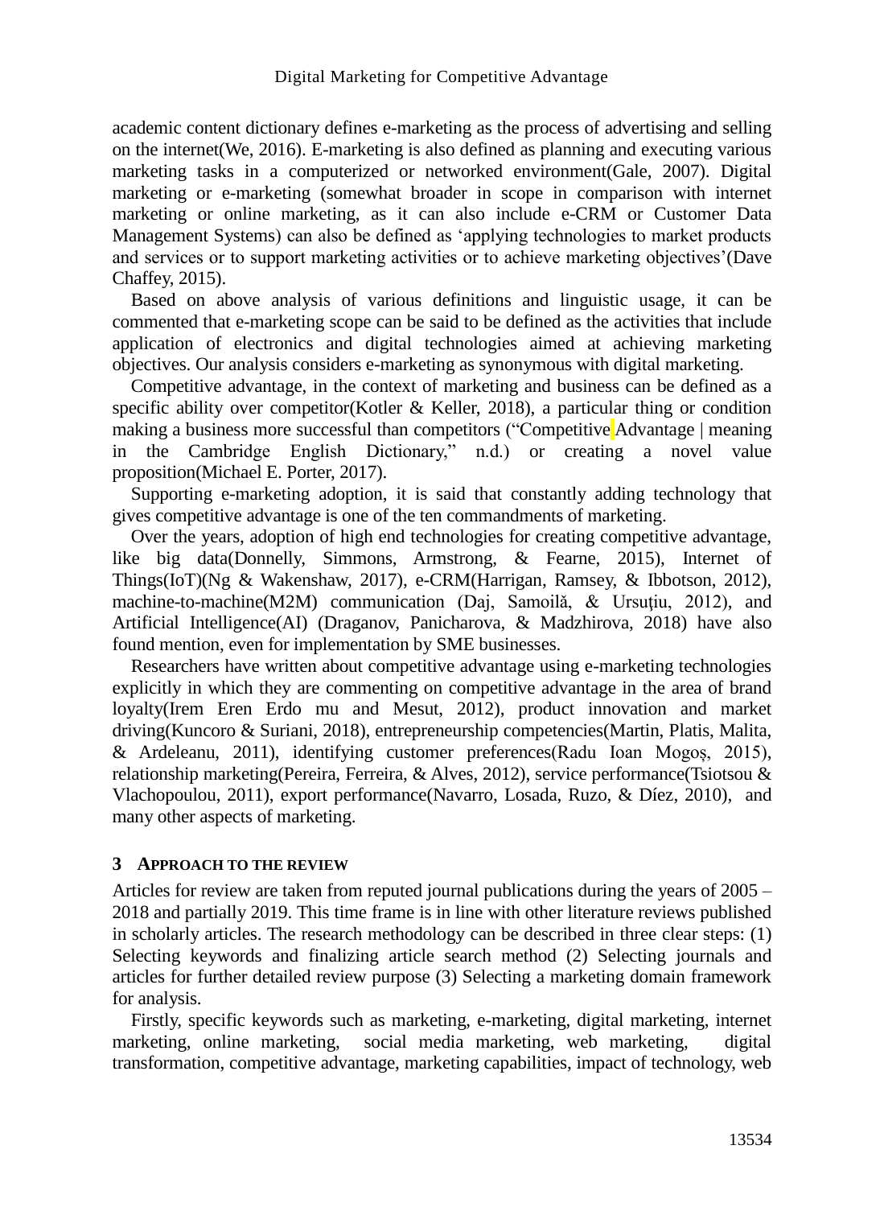academic content dictionary defines e-marketing as the process of advertising and selling on the internet(We, 2016). E-marketing is also defined as planning and executing various marketing tasks in a computerized or networked environment(Gale, 2007). Digital marketing or e-marketing (somewhat broader in scope in comparison with internet marketing or online marketing, as it can also include e-CRM or Customer Data Management Systems) can also be defined as 'applying technologies to market products and services or to support marketing activities or to achieve marketing objectives'(Dave Chaffey, 2015).

Based on above analysis of various definitions and linguistic usage, it can be commented that e-marketing scope can be said to be defined as the activities that include application of electronics and digital technologies aimed at achieving marketing objectives. Our analysis considers e-marketing as synonymous with digital marketing.

Competitive advantage, in the context of marketing and business can be defined as a specific ability over competitor(Kotler & Keller, 2018), a particular thing or condition making a business more successful than competitors ("Competitive Advantage | meaning in the Cambridge English Dictionary," n.d.) or creating a novel value proposition(Michael E. Porter, 2017).

Supporting e-marketing adoption, it is said that constantly adding technology that gives competitive advantage is one of the ten commandments of marketing.

Over the years, adoption of high end technologies for creating competitive advantage, like big data(Donnelly, Simmons, Armstrong, & Fearne, 2015), Internet of Things(IoT)(Ng & Wakenshaw, 2017), e-CRM(Harrigan, Ramsey, & Ibbotson, 2012), machine-to-machine(M2M) communication (Daj, Samoilă, & Ursuțiu, 2012), and Artificial Intelligence(AI) (Draganov, Panicharova, & Madzhirova, 2018) have also found mention, even for implementation by SME businesses.

Researchers have written about competitive advantage using e-marketing technologies explicitly in which they are commenting on competitive advantage in the area of brand loyalty(Irem Eren Erdo mu and Mesut, 2012), product innovation and market driving(Kuncoro & Suriani, 2018), entrepreneurship competencies(Martin, Platis, Malita, & Ardeleanu, 2011), identifying customer preferences(Radu Ioan Mogoș, 2015), relationship marketing(Pereira, Ferreira, & Alves, 2012), service performance(Tsiotsou & Vlachopoulou, 2011), export performance(Navarro, Losada, Ruzo, & Díez, 2010), and many other aspects of marketing.

## 3 APPROACH TO THE REVIEW

Articles for review are taken from reputed journal publications during the years of 2005 – 2018 and partially 2019. This time frame is in line with other literature reviews published in scholarly articles. The research methodology can be described in three clear steps: (1) Selecting keywords and finalizing article search method (2) Selecting journals and articles for further detailed review purpose (3) Selecting a marketing domain framework for analysis.

Firstly, specific keywords such as marketing, e-marketing, digital marketing, internet marketing, online marketing, social media marketing, web marketing, digital transformation, competitive advantage, marketing capabilities, impact of technology, web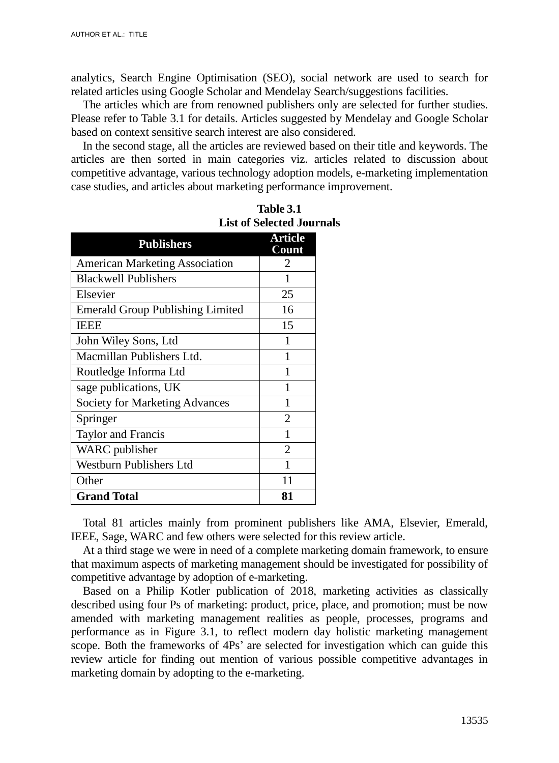analytics, Search Engine Optimisation (SEO), social network are used to search for related articles using Google Scholar and Mendelay Search/suggestions facilities.

The articles which are from renowned publishers only are selected for further studies. Please refer to Table 3.1 for details. Articles suggested by Mendelay and Google Scholar based on context sensitive search interest are also considered.

In the second stage, all the articles are reviewed based on their title and keywords. The articles are then sorted in main categories viz. articles related to discussion about competitive advantage, various technology adoption models, e-marketing implementation case studies, and articles about marketing performance improvement.

**Table 3.1**
**List of Selected Journals**

| Publishers | Article Count |
|---|---|
| American Marketing Association | 2 |
| Blackwell Publishers | 1 |
| Elsevier | 25 |
| Emerald Group Publishing Limited | 16 |
| IEEE | 15 |
| John Wiley Sons, Ltd | 1 |
| Macmillan Publishers Ltd. | 1 |
| Routledge Informa Ltd | 1 |
| sage publications, UK | 1 |
| Society for Marketing Advances | 1 |
| Springer | 2 |
| Taylor and Francis | 1 |
| WARC publisher | 2 |
| Westburn Publishers Ltd | 1 |
| Other | 11 |
| **Grand Total** | **81** |

Total 81 articles mainly from prominent publishers like AMA, Elsevier, Emerald, IEEE, Sage, WARC and few others were selected for this review article.

At a third stage we were in need of a complete marketing domain framework, to ensure that maximum aspects of marketing management should be investigated for possibility of competitive advantage by adoption of e-marketing.

Based on a Philip Kotler publication of 2018, marketing activities as classically described using four Ps of marketing: product, price, place, and promotion; must be now amended with marketing management realities as people, processes, programs and performance as in Figure 3.1, to reflect modern day holistic marketing management scope. Both the frameworks of 4Ps' are selected for investigation which can guide this review article for finding out mention of various possible competitive advantages in marketing domain by adopting to the e-marketing.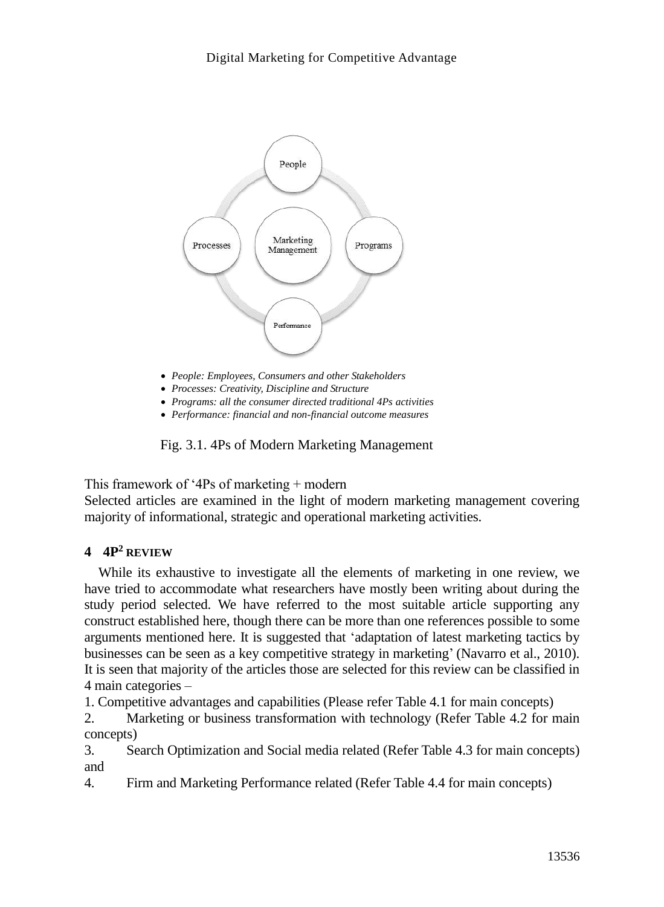- *People: Employees, Consumers and other Stakeholders*
- *Processes: Creativity, Discipline and Structure*
- *Programs: all the consumer directed traditional 4Ps activities*
- *Performance: financial and non-financial outcome measures*

Fig. 3.1. 4Ps of Modern Marketing Management

This framework of '4Ps of marketing + modern
Selected articles are examined in the light of modern marketing management covering majority of informational, strategic and operational marketing activities.

## 4 4P² REVIEW

While its exhaustive to investigate all the elements of marketing in one review, we have tried to accommodate what researchers have mostly been writing about during the study period selected. We have referred to the most suitable article supporting any construct established here, though there can be more than one references possible to some arguments mentioned here. It is suggested that 'adaptation of latest marketing tactics by businesses can be seen as a key competitive strategy in marketing' (Navarro et al., 2010). It is seen that majority of the articles those are selected for this review can be classified in 4 main categories –

1. Competitive advantages and capabilities (Please refer Table 4.1 for main concepts)
2. Marketing or business transformation with technology (Refer Table 4.2 for main concepts)
3. Search Optimization and Social media related (Refer Table 4.3 for main concepts) and
4. Firm and Marketing Performance related (Refer Table 4.4 for main concepts)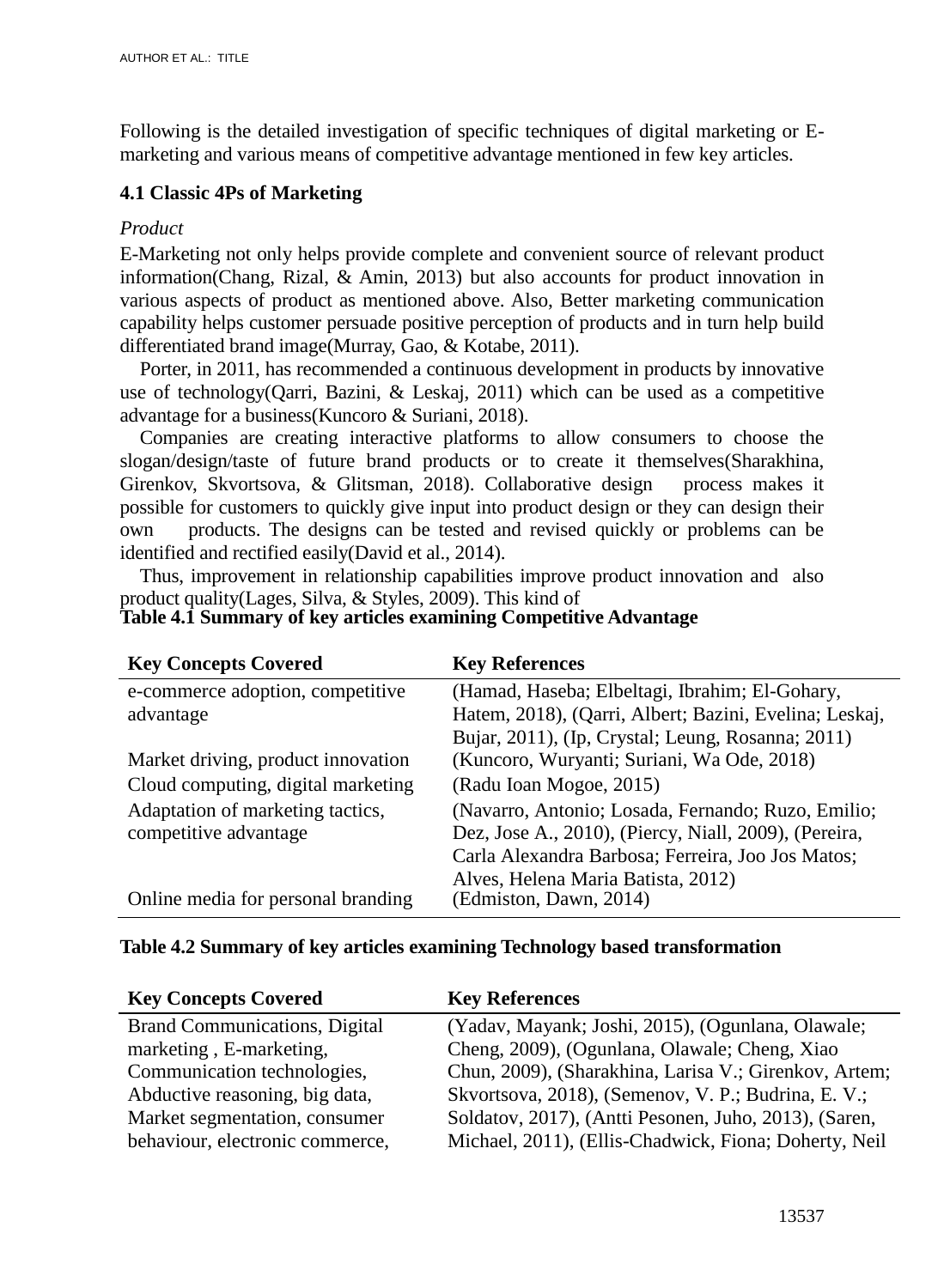Following is the detailed investigation of specific techniques of digital marketing or E-marketing and various means of competitive advantage mentioned in few key articles.

### 4.1 Classic 4Ps of Marketing

*Product*

E-Marketing not only helps provide complete and convenient source of relevant product information(Chang, Rizal, & Amin, 2013) but also accounts for product innovation in various aspects of product as mentioned above. Also, Better marketing communication capability helps customer persuade positive perception of products and in turn help build differentiated brand image(Murray, Gao, & Kotabe, 2011).

Porter, in 2011, has recommended a continuous development in products by innovative use of technology(Qarri, Bazini, & Leskaj, 2011) which can be used as a competitive advantage for a business(Kuncoro & Suriani, 2018).

Companies are creating interactive platforms to allow consumers to choose the slogan/design/taste of future brand products or to create it themselves(Sharakhina, Girenkov, Skvortsova, & Glitsman, 2018). Collaborative design process makes it possible for customers to quickly give input into product design or they can design their own products. The designs can be tested and revised quickly or problems can be identified and rectified easily(David et al., 2014).

Thus, improvement in relationship capabilities improve product innovation and also product quality(Lages, Silva, & Styles, 2009). This kind of

**Table 4.1 Summary of key articles examining Competitive Advantage**

| Key Concepts Covered | Key References |
|---|---|
| e-commerce adoption, competitive advantage | (Hamad, Haseba; Elbeltagi, Ibrahim; El-Gohary, Hatem, 2018), (Qarri, Albert; Bazini, Evelina; Leskaj, Bujar, 2011), (Ip, Crystal; Leung, Rosanna; 2011) |
| Market driving, product innovation | (Kuncoro, Wuryanti; Suriani, Wa Ode, 2018) |
| Cloud computing, digital marketing | (Radu Ioan Mogoe, 2015) |
| Adaptation of marketing tactics, competitive advantage | (Navarro, Antonio; Losada, Fernando; Ruzo, Emilio; Dez, Jose A., 2010), (Piercy, Niall, 2009), (Pereira, Carla Alexandra Barbosa; Ferreira, Joo Jos Matos; Alves, Helena Maria Batista, 2012) |
| Online media for personal branding | (Edmiston, Dawn, 2014) |

**Table 4.2 Summary of key articles examining Technology based transformation**

| Key Concepts Covered | Key References |
|---|---|
| Brand Communications, Digital marketing , E-marketing, Communication technologies, Abductive reasoning, big data, Market segmentation, consumer behaviour, electronic commerce, | (Yadav, Mayank; Joshi, 2015), (Ogunlana, Olawale; Cheng, 2009), (Ogunlana, Olawale; Cheng, Xiao Chun, 2009), (Sharakhina, Larisa V.; Girenkov, Artem; Skvortsova, 2018), (Semenov, V. P.; Budrina, E. V.; Soldatov, 2017), (Antti Pesonen, Juho, 2013), (Saren, Michael, 2011), (Ellis-Chadwick, Fiona; Doherty, Neil |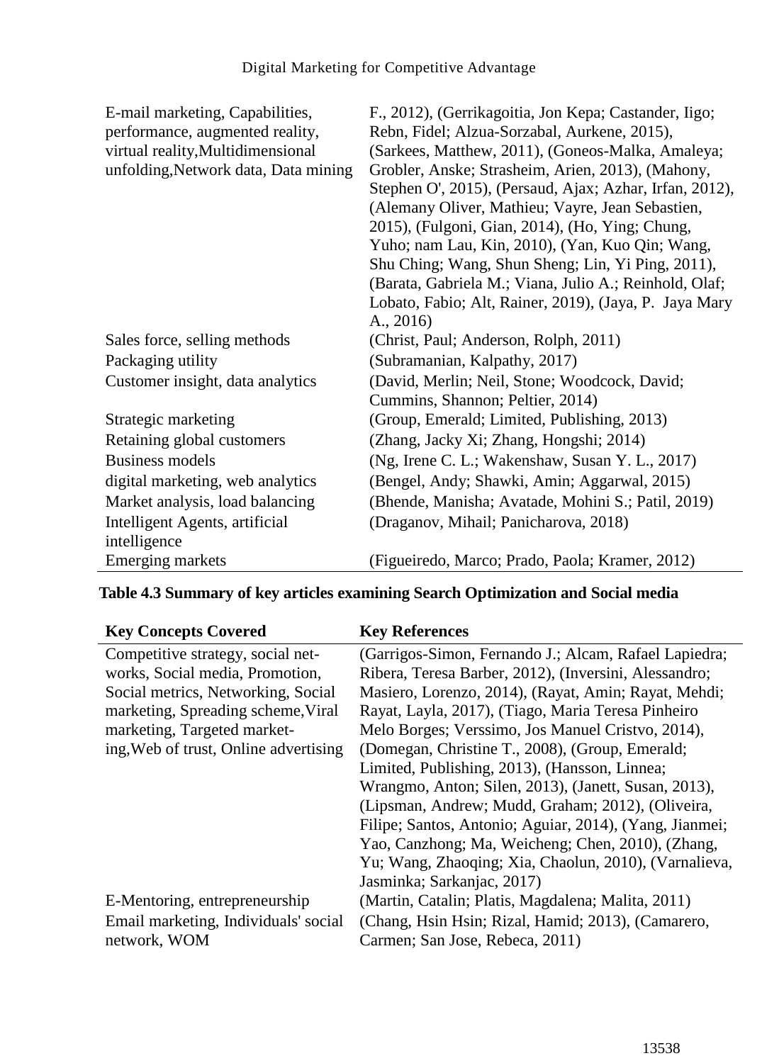| | |
|---|---|
| E-mail marketing, Capabilities, performance, augmented reality, virtual reality,Multidimensional unfolding,Network data, Data mining | F., 2012), (Gerrikagoitia, Jon Kepa; Castander, Iigo; Rebn, Fidel; Alzua-Sorzabal, Aurkene, 2015), (Sarkees, Matthew, 2011), (Goneos-Malka, Amaleya; Grobler, Anske; Strasheim, Arien, 2013), (Mahony, Stephen O', 2015), (Persaud, Ajax; Azhar, Irfan, 2012), (Alemany Oliver, Mathieu; Vayre, Jean Sebastien, 2015), (Fulgoni, Gian, 2014), (Ho, Ying; Chung, Yuho; nam Lau, Kin, 2010), (Yan, Kuo Qin; Wang, Shu Ching; Wang, Shun Sheng; Lin, Yi Ping, 2011), (Barata, Gabriela M.; Viana, Julio A.; Reinhold, Olaf; Lobato, Fabio; Alt, Rainer, 2019), (Jaya, P. Jaya Mary A., 2016) |
| Sales force, selling methods | (Christ, Paul; Anderson, Rolph, 2011) |
| Packaging utility | (Subramanian, Kalpathy, 2017) |
| Customer insight, data analytics | (David, Merlin; Neil, Stone; Woodcock, David; Cummins, Shannon; Peltier, 2014) |
| Strategic marketing | (Group, Emerald; Limited, Publishing, 2013) |
| Retaining global customers | (Zhang, Jacky Xi; Zhang, Hongshi; 2014) |
| Business models | (Ng, Irene C. L.; Wakenshaw, Susan Y. L., 2017) |
| digital marketing, web analytics | (Bengel, Andy; Shawki, Amin; Aggarwal, 2015) |
| Market analysis, load balancing | (Bhende, Manisha; Avatade, Mohini S.; Patil, 2019) |
| Intelligent Agents, artificial intelligence | (Draganov, Mihail; Panicharova, 2018) |
| Emerging markets | (Figueiredo, Marco; Prado, Paola; Kramer, 2012) |

**Table 4.3 Summary of key articles examining Search Optimization and Social media**

| Key Concepts Covered | Key References |
|---|---|
| Competitive strategy, social networks, Social media, Promotion, Social metrics, Networking, Social marketing, Spreading scheme,Viral marketing, Targeted marketing,Web of trust, Online advertising | (Garrigos-Simon, Fernando J.; Alcam, Rafael Lapiedra; Ribera, Teresa Barber, 2012), (Inversini, Alessandro; Masiero, Lorenzo, 2014), (Rayat, Amin; Rayat, Mehdi; Rayat, Layla, 2017), (Tiago, Maria Teresa Pinheiro Melo Borges; Verssimo, Jos Manuel Cristvo, 2014), (Domegan, Christine T., 2008), (Group, Emerald; Limited, Publishing, 2013), (Hansson, Linnea; Wrangmo, Anton; Silen, 2013), (Janett, Susan, 2013), (Lipsman, Andrew; Mudd, Graham; 2012), (Oliveira, Filipe; Santos, Antonio; Aguiar, 2014), (Yang, Jianmei; Yao, Canzhong; Ma, Weicheng; Chen, 2010), (Zhang, Yu; Wang, Zhaoqing; Xia, Chaolun, 2010), (Varnalieva, Jasminka; Sarkanjac, 2017) |
| E-Mentoring, entrepreneurship | (Martin, Catalin; Platis, Magdalena; Malita, 2011) |
| Email marketing, Individuals' social network, WOM | (Chang, Hsin Hsin; Rizal, Hamid; 2013), (Camarero, Carmen; San Jose, Rebeca, 2011) |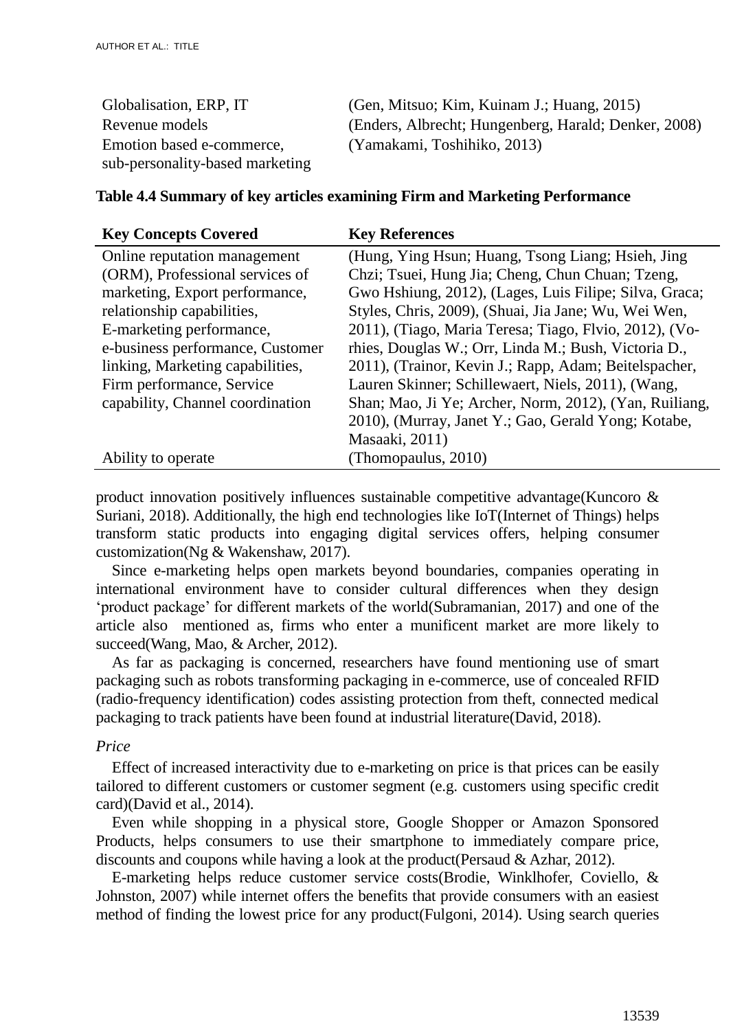| | |
|---|---|
| Globalisation, ERP, IT | (Gen, Mitsuo; Kim, Kuinam J.; Huang, 2015) |
| Revenue models | (Enders, Albrecht; Hungenberg, Harald; Denker, 2008) |
| Emotion based e-commerce, sub-personality-based marketing | (Yamakami, Toshihiko, 2013) |

**Table 4.4 Summary of key articles examining Firm and Marketing Performance**

| Key Concepts Covered | Key References |
|---|---|
| Online reputation management (ORM), Professional services of marketing, Export performance, relationship capabilities, E-marketing performance, e-business performance, Customer linking, Marketing capabilities, Firm performance, Service capability, Channel coordination | (Hung, Ying Hsun; Huang, Tsong Liang; Hsieh, Jing Chzi; Tsuei, Hung Jia; Cheng, Chun Chuan; Tzeng, Gwo Hshiung, 2012), (Lages, Luis Filipe; Silva, Graca; Styles, Chris, 2009), (Shuai, Jia Jane; Wu, Wei Wen, 2011), (Tiago, Maria Teresa; Tiago, Flvio, 2012), (Vo-rhies, Douglas W.; Orr, Linda M.; Bush, Victoria D., 2011), (Trainor, Kevin J.; Rapp, Adam; Beitelspacher, Lauren Skinner; Schillewaert, Niels, 2011), (Wang, Shan; Mao, Ji Ye; Archer, Norm, 2012), (Yan, Ruiliang, 2010), (Murray, Janet Y.; Gao, Gerald Yong; Kotabe, Masaaki, 2011) |
| Ability to operate | (Thomopaulus, 2010) |

product innovation positively influences sustainable competitive advantage(Kuncoro & Suriani, 2018). Additionally, the high end technologies like IoT(Internet of Things) helps transform static products into engaging digital services offers, helping consumer customization(Ng & Wakenshaw, 2017).

Since e-marketing helps open markets beyond boundaries, companies operating in international environment have to consider cultural differences when they design 'product package' for different markets of the world(Subramanian, 2017) and one of the article also mentioned as, firms who enter a munificent market are more likely to succeed(Wang, Mao, & Archer, 2012).

As far as packaging is concerned, researchers have found mentioning use of smart packaging such as robots transforming packaging in e-commerce, use of concealed RFID (radio-frequency identification) codes assisting protection from theft, connected medical packaging to track patients have been found at industrial literature(David, 2018).

*Price*

Effect of increased interactivity due to e-marketing on price is that prices can be easily tailored to different customers or customer segment (e.g. customers using specific credit card)(David et al., 2014).

Even while shopping in a physical store, Google Shopper or Amazon Sponsored Products, helps consumers to use their smartphone to immediately compare price, discounts and coupons while having a look at the product(Persaud & Azhar, 2012).

E-marketing helps reduce customer service costs(Brodie, Winklhofer, Coviello, & Johnston, 2007) while internet offers the benefits that provide consumers with an easiest method of finding the lowest price for any product(Fulgoni, 2014). Using search queries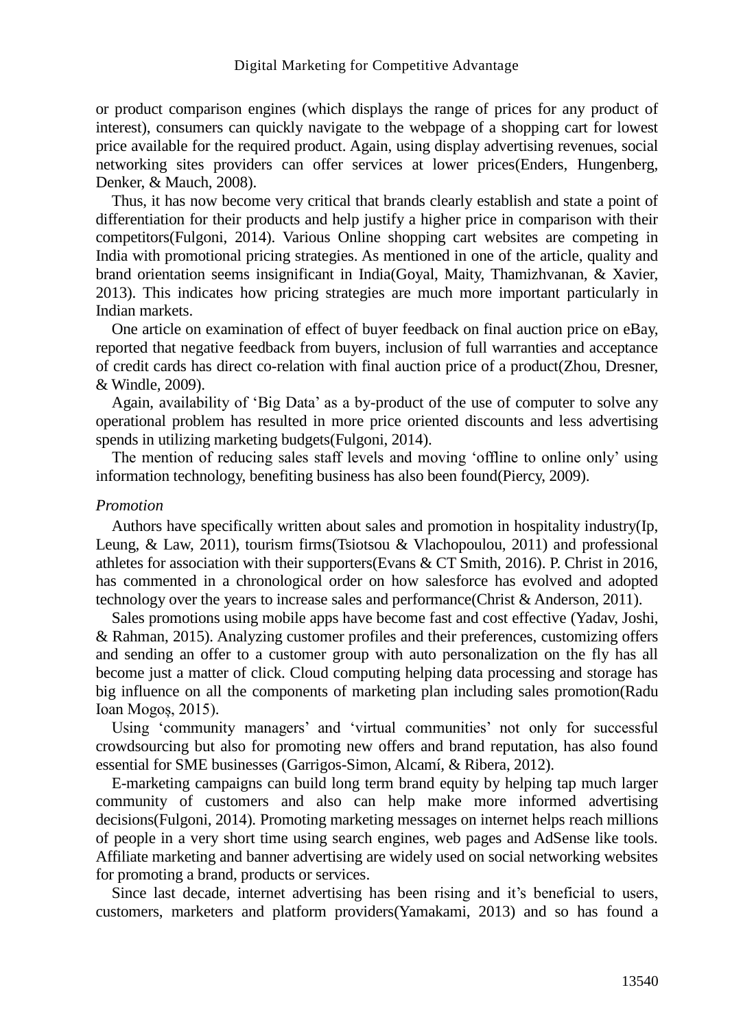or product comparison engines (which displays the range of prices for any product of interest), consumers can quickly navigate to the webpage of a shopping cart for lowest price available for the required product. Again, using display advertising revenues, social networking sites providers can offer services at lower prices(Enders, Hungenberg, Denker, & Mauch, 2008).

Thus, it has now become very critical that brands clearly establish and state a point of differentiation for their products and help justify a higher price in comparison with their competitors(Fulgoni, 2014). Various Online shopping cart websites are competing in India with promotional pricing strategies. As mentioned in one of the article, quality and brand orientation seems insignificant in India(Goyal, Maity, Thamizhvanan, & Xavier, 2013). This indicates how pricing strategies are much more important particularly in Indian markets.

One article on examination of effect of buyer feedback on final auction price on eBay, reported that negative feedback from buyers, inclusion of full warranties and acceptance of credit cards has direct co-relation with final auction price of a product(Zhou, Dresner, & Windle, 2009).

Again, availability of 'Big Data' as a by-product of the use of computer to solve any operational problem has resulted in more price oriented discounts and less advertising spends in utilizing marketing budgets(Fulgoni, 2014).

The mention of reducing sales staff levels and moving 'offline to online only' using information technology, benefiting business has also been found(Piercy, 2009).

*Promotion*

Authors have specifically written about sales and promotion in hospitality industry(Ip, Leung, & Law, 2011), tourism firms(Tsiotsou & Vlachopoulou, 2011) and professional athletes for association with their supporters(Evans & CT Smith, 2016). P. Christ in 2016, has commented in a chronological order on how salesforce has evolved and adopted technology over the years to increase sales and performance(Christ & Anderson, 2011).

Sales promotions using mobile apps have become fast and cost effective (Yadav, Joshi, & Rahman, 2015). Analyzing customer profiles and their preferences, customizing offers and sending an offer to a customer group with auto personalization on the fly has all become just a matter of click. Cloud computing helping data processing and storage has big influence on all the components of marketing plan including sales promotion(Radu Ioan Mogoș, 2015).

Using 'community managers' and 'virtual communities' not only for successful crowdsourcing but also for promoting new offers and brand reputation, has also found essential for SME businesses (Garrigos-Simon, Alcamí, & Ribera, 2012).

E-marketing campaigns can build long term brand equity by helping tap much larger community of customers and also can help make more informed advertising decisions(Fulgoni, 2014). Promoting marketing messages on internet helps reach millions of people in a very short time using search engines, web pages and AdSense like tools. Affiliate marketing and banner advertising are widely used on social networking websites for promoting a brand, products or services.

Since last decade, internet advertising has been rising and it's beneficial to users, customers, marketers and platform providers(Yamakami, 2013) and so has found a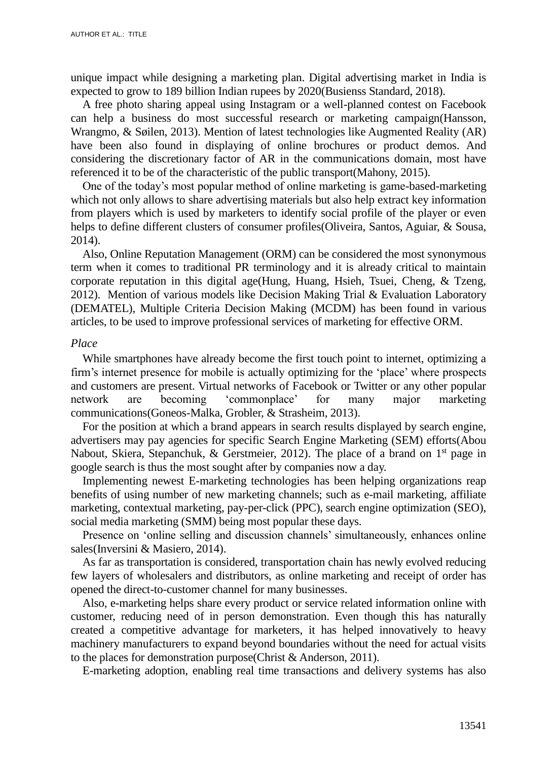unique impact while designing a marketing plan. Digital advertising market in India is expected to grow to 189 billion Indian rupees by 2020(Busienss Standard, 2018).

A free photo sharing appeal using Instagram or a well-planned contest on Facebook can help a business do most successful research or marketing campaign(Hansson, Wrangmo, & Søilen, 2013). Mention of latest technologies like Augmented Reality (AR) have been also found in displaying of online brochures or product demos. And considering the discretionary factor of AR in the communications domain, most have referenced it to be of the characteristic of the public transport(Mahony, 2015).

One of the today's most popular method of online marketing is game-based-marketing which not only allows to share advertising materials but also help extract key information from players which is used by marketers to identify social profile of the player or even helps to define different clusters of consumer profiles(Oliveira, Santos, Aguiar, & Sousa, 2014).

Also, Online Reputation Management (ORM) can be considered the most synonymous term when it comes to traditional PR terminology and it is already critical to maintain corporate reputation in this digital age(Hung, Huang, Hsieh, Tsuei, Cheng, & Tzeng, 2012). Mention of various models like Decision Making Trial & Evaluation Laboratory (DEMATEL), Multiple Criteria Decision Making (MCDM) has been found in various articles, to be used to improve professional services of marketing for effective ORM.

*Place*

While smartphones have already become the first touch point to internet, optimizing a firm's internet presence for mobile is actually optimizing for the 'place' where prospects and customers are present. Virtual networks of Facebook or Twitter or any other popular network are becoming 'commonplace' for many major marketing communications(Goneos-Malka, Grobler, & Strasheim, 2013).

For the position at which a brand appears in search results displayed by search engine, advertisers may pay agencies for specific Search Engine Marketing (SEM) efforts(Abou Nabout, Skiera, Stepanchuk, & Gerstmeier, 2012). The place of a brand on 1st page in google search is thus the most sought after by companies now a day.

Implementing newest E-marketing technologies has been helping organizations reap benefits of using number of new marketing channels; such as e-mail marketing, affiliate marketing, contextual marketing, pay-per-click (PPC), search engine optimization (SEO), social media marketing (SMM) being most popular these days.

Presence on 'online selling and discussion channels' simultaneously, enhances online sales(Inversini & Masiero, 2014).

As far as transportation is considered, transportation chain has newly evolved reducing few layers of wholesalers and distributors, as online marketing and receipt of order has opened the direct-to-customer channel for many businesses.

Also, e-marketing helps share every product or service related information online with customer, reducing need of in person demonstration. Even though this has naturally created a competitive advantage for marketers, it has helped innovatively to heavy machinery manufacturers to expand beyond boundaries without the need for actual visits to the places for demonstration purpose(Christ & Anderson, 2011).

E-marketing adoption, enabling real time transactions and delivery systems has also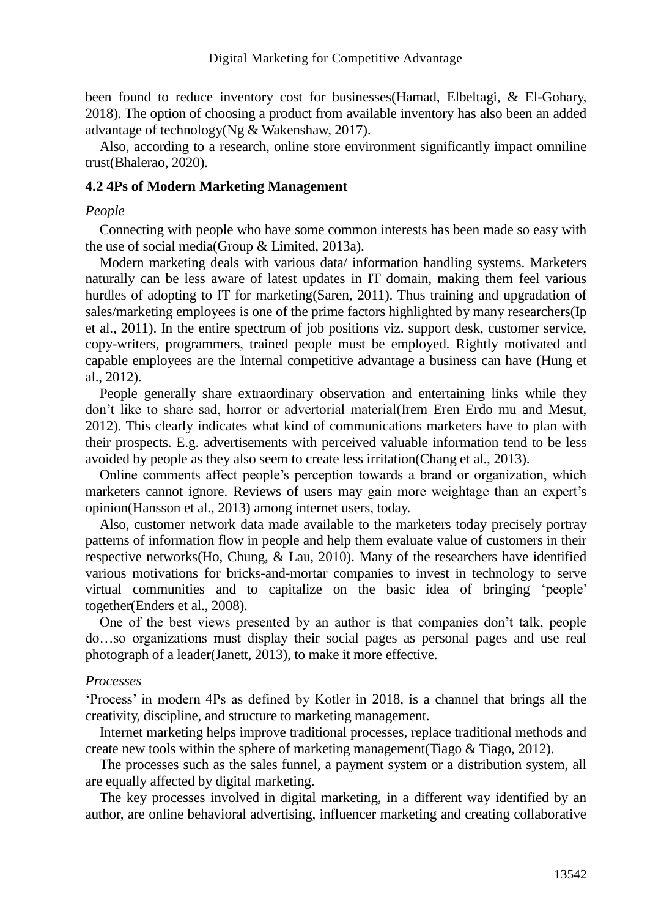been found to reduce inventory cost for businesses(Hamad, Elbeltagi, & El-Gohary, 2018). The option of choosing a product from available inventory has also been an added advantage of technology(Ng & Wakenshaw, 2017).

Also, according to a research, online store environment significantly impact omniline trust(Bhalerao, 2020).

### 4.2 4Ps of Modern Marketing Management

*People*

Connecting with people who have some common interests has been made so easy with the use of social media(Group & Limited, 2013a).

Modern marketing deals with various data/ information handling systems. Marketers naturally can be less aware of latest updates in IT domain, making them feel various hurdles of adopting to IT for marketing(Saren, 2011). Thus training and upgradation of sales/marketing employees is one of the prime factors highlighted by many researchers(Ip et al., 2011). In the entire spectrum of job positions viz. support desk, customer service, copy-writers, programmers, trained people must be employed. Rightly motivated and capable employees are the Internal competitive advantage a business can have (Hung et al., 2012).

People generally share extraordinary observation and entertaining links while they don't like to share sad, horror or advertorial material(Irem Eren Erdo mu and Mesut, 2012). This clearly indicates what kind of communications marketers have to plan with their prospects. E.g. advertisements with perceived valuable information tend to be less avoided by people as they also seem to create less irritation(Chang et al., 2013).

Online comments affect people's perception towards a brand or organization, which marketers cannot ignore. Reviews of users may gain more weightage than an expert's opinion(Hansson et al., 2013) among internet users, today.

Also, customer network data made available to the marketers today precisely portray patterns of information flow in people and help them evaluate value of customers in their respective networks(Ho, Chung, & Lau, 2010). Many of the researchers have identified various motivations for bricks-and-mortar companies to invest in technology to serve virtual communities and to capitalize on the basic idea of bringing 'people' together(Enders et al., 2008).

One of the best views presented by an author is that companies don't talk, people do…so organizations must display their social pages as personal pages and use real photograph of a leader(Janett, 2013), to make it more effective.

*Processes*

'Process' in modern 4Ps as defined by Kotler in 2018, is a channel that brings all the creativity, discipline, and structure to marketing management.

Internet marketing helps improve traditional processes, replace traditional methods and create new tools within the sphere of marketing management(Tiago & Tiago, 2012).

The processes such as the sales funnel, a payment system or a distribution system, all are equally affected by digital marketing.

The key processes involved in digital marketing, in a different way identified by an author, are online behavioral advertising, influencer marketing and creating collaborative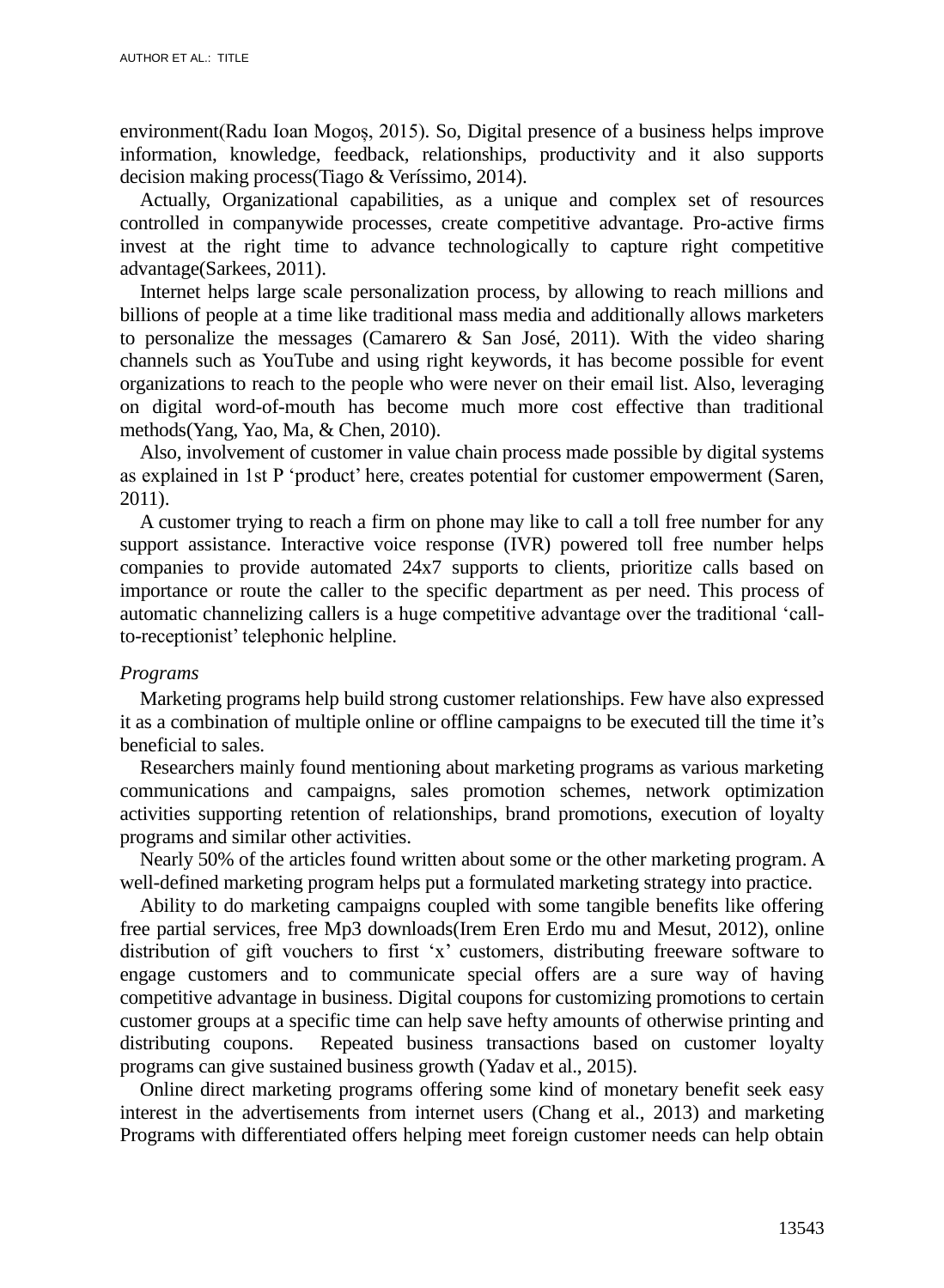environment(Radu Ioan Mogoș, 2015). So, Digital presence of a business helps improve information, knowledge, feedback, relationships, productivity and it also supports decision making process(Tiago & Veríssimo, 2014).

Actually, Organizational capabilities, as a unique and complex set of resources controlled in companywide processes, create competitive advantage. Pro-active firms invest at the right time to advance technologically to capture right competitive advantage(Sarkees, 2011).

Internet helps large scale personalization process, by allowing to reach millions and billions of people at a time like traditional mass media and additionally allows marketers to personalize the messages (Camarero & San José, 2011). With the video sharing channels such as YouTube and using right keywords, it has become possible for event organizations to reach to the people who were never on their email list. Also, leveraging on digital word-of-mouth has become much more cost effective than traditional methods(Yang, Yao, Ma, & Chen, 2010).

Also, involvement of customer in value chain process made possible by digital systems as explained in 1st P 'product' here, creates potential for customer empowerment (Saren, 2011).

A customer trying to reach a firm on phone may like to call a toll free number for any support assistance. Interactive voice response (IVR) powered toll free number helps companies to provide automated 24x7 supports to clients, prioritize calls based on importance or route the caller to the specific department as per need. This process of automatic channelizing callers is a huge competitive advantage over the traditional 'call-to-receptionist' telephonic helpline.

*Programs*

Marketing programs help build strong customer relationships. Few have also expressed it as a combination of multiple online or offline campaigns to be executed till the time it's beneficial to sales.

Researchers mainly found mentioning about marketing programs as various marketing communications and campaigns, sales promotion schemes, network optimization activities supporting retention of relationships, brand promotions, execution of loyalty programs and similar other activities.

Nearly 50% of the articles found written about some or the other marketing program. A well-defined marketing program helps put a formulated marketing strategy into practice.

Ability to do marketing campaigns coupled with some tangible benefits like offering free partial services, free Mp3 downloads(Irem Eren Erdo mu and Mesut, 2012), online distribution of gift vouchers to first 'x' customers, distributing freeware software to engage customers and to communicate special offers are a sure way of having competitive advantage in business. Digital coupons for customizing promotions to certain customer groups at a specific time can help save hefty amounts of otherwise printing and distributing coupons. Repeated business transactions based on customer loyalty programs can give sustained business growth (Yadav et al., 2015).

Online direct marketing programs offering some kind of monetary benefit seek easy interest in the advertisements from internet users (Chang et al., 2013) and marketing Programs with differentiated offers helping meet foreign customer needs can help obtain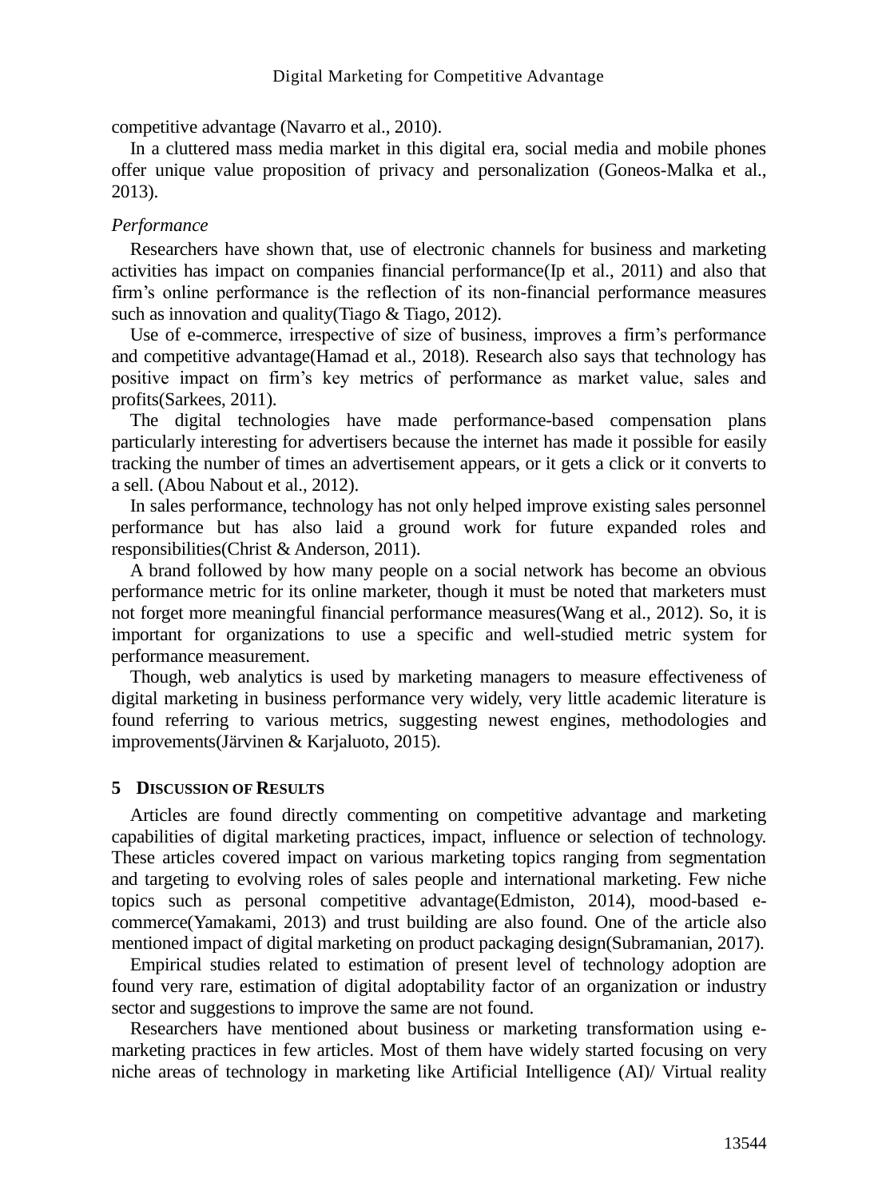competitive advantage (Navarro et al., 2010).

In a cluttered mass media market in this digital era, social media and mobile phones offer unique value proposition of privacy and personalization (Goneos-Malka et al., 2013).

*Performance*

Researchers have shown that, use of electronic channels for business and marketing activities has impact on companies financial performance(Ip et al., 2011) and also that firm's online performance is the reflection of its non-financial performance measures such as innovation and quality(Tiago & Tiago, 2012).

Use of e-commerce, irrespective of size of business, improves a firm's performance and competitive advantage(Hamad et al., 2018). Research also says that technology has positive impact on firm's key metrics of performance as market value, sales and profits(Sarkees, 2011).

The digital technologies have made performance-based compensation plans particularly interesting for advertisers because the internet has made it possible for easily tracking the number of times an advertisement appears, or it gets a click or it converts to a sell. (Abou Nabout et al., 2012).

In sales performance, technology has not only helped improve existing sales personnel performance but has also laid a ground work for future expanded roles and responsibilities(Christ & Anderson, 2011).

A brand followed by how many people on a social network has become an obvious performance metric for its online marketer, though it must be noted that marketers must not forget more meaningful financial performance measures(Wang et al., 2012). So, it is important for organizations to use a specific and well-studied metric system for performance measurement.

Though, web analytics is used by marketing managers to measure effectiveness of digital marketing in business performance very widely, very little academic literature is found referring to various metrics, suggesting newest engines, methodologies and improvements(Järvinen & Karjaluoto, 2015).

## 5 Discussion of Results

Articles are found directly commenting on competitive advantage and marketing capabilities of digital marketing practices, impact, influence or selection of technology. These articles covered impact on various marketing topics ranging from segmentation and targeting to evolving roles of sales people and international marketing. Few niche topics such as personal competitive advantage(Edmiston, 2014), mood-based e-commerce(Yamakami, 2013) and trust building are also found. One of the article also mentioned impact of digital marketing on product packaging design(Subramanian, 2017).

Empirical studies related to estimation of present level of technology adoption are found very rare, estimation of digital adoptability factor of an organization or industry sector and suggestions to improve the same are not found.

Researchers have mentioned about business or marketing transformation using e-marketing practices in few articles. Most of them have widely started focusing on very niche areas of technology in marketing like Artificial Intelligence (AI)/ Virtual reality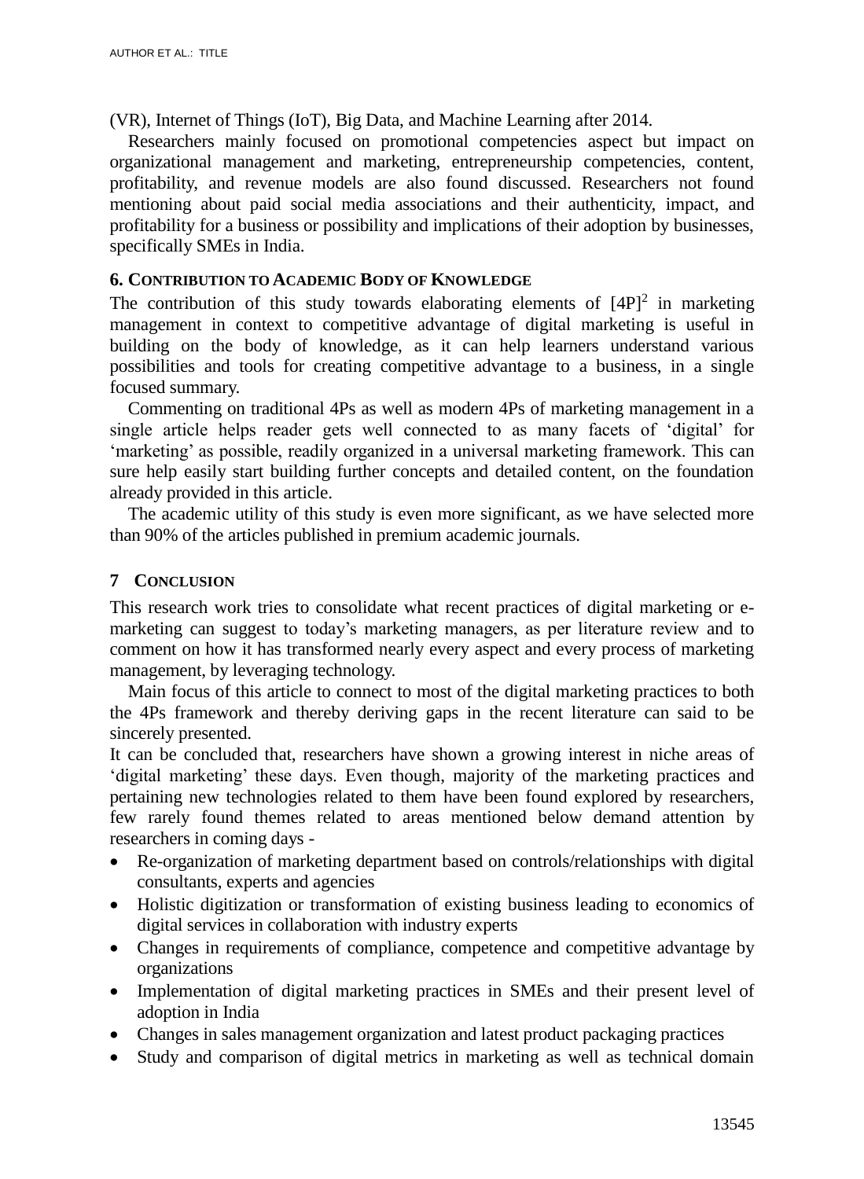(VR), Internet of Things (IoT), Big Data, and Machine Learning after 2014.

Researchers mainly focused on promotional competencies aspect but impact on organizational management and marketing, entrepreneurship competencies, content, profitability, and revenue models are also found discussed. Researchers not found mentioning about paid social media associations and their authenticity, impact, and profitability for a business or possibility and implications of their adoption by businesses, specifically SMEs in India.

### 6. Contribution to Academic Body of Knowledge

The contribution of this study towards elaborating elements of $[4P]^2$ in marketing management in context to competitive advantage of digital marketing is useful in building on the body of knowledge, as it can help learners understand various possibilities and tools for creating competitive advantage to a business, in a single focused summary.

Commenting on traditional 4Ps as well as modern 4Ps of marketing management in a single article helps reader gets well connected to as many facets of 'digital' for 'marketing' as possible, readily organized in a universal marketing framework. This can sure help easily start building further concepts and detailed content, on the foundation already provided in this article.

The academic utility of this study is even more significant, as we have selected more than 90% of the articles published in premium academic journals.

## 7 Conclusion

This research work tries to consolidate what recent practices of digital marketing or e-marketing can suggest to today's marketing managers, as per literature review and to comment on how it has transformed nearly every aspect and every process of marketing management, by leveraging technology.

Main focus of this article to connect to most of the digital marketing practices to both the 4Ps framework and thereby deriving gaps in the recent literature can said to be sincerely presented.

It can be concluded that, researchers have shown a growing interest in niche areas of 'digital marketing' these days. Even though, majority of the marketing practices and pertaining new technologies related to them have been found explored by researchers, few rarely found themes related to areas mentioned below demand attention by researchers in coming days -

- Re-organization of marketing department based on controls/relationships with digital consultants, experts and agencies
- Holistic digitization or transformation of existing business leading to economics of digital services in collaboration with industry experts
- Changes in requirements of compliance, competence and competitive advantage by organizations
- Implementation of digital marketing practices in SMEs and their present level of adoption in India
- Changes in sales management organization and latest product packaging practices
- Study and comparison of digital metrics in marketing as well as technical domain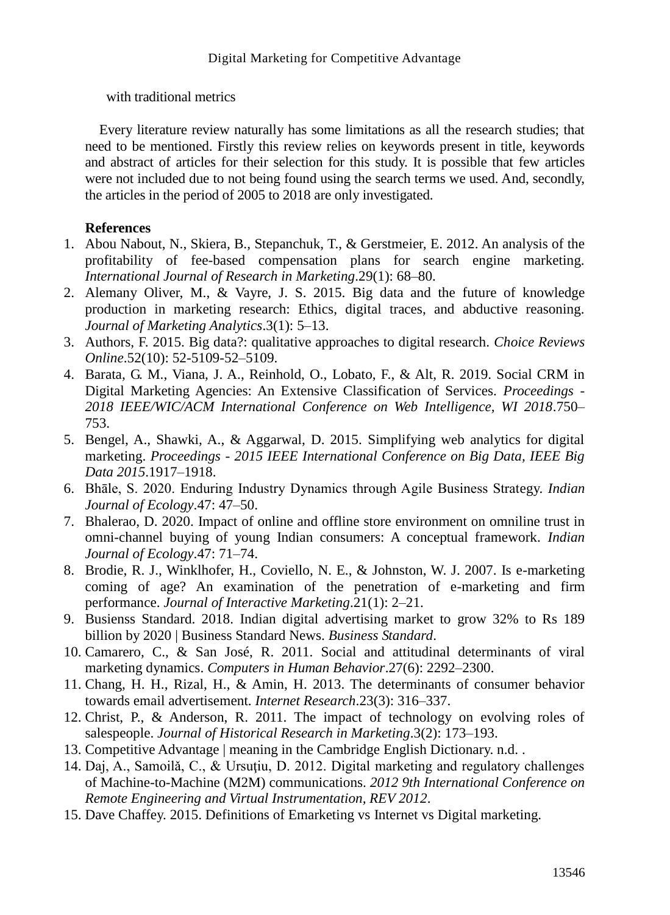with traditional metrics

Every literature review naturally has some limitations as all the research studies; that need to be mentioned. Firstly this review relies on keywords present in title, keywords and abstract of articles for their selection for this study. It is possible that few articles were not included due to not being found using the search terms we used. And, secondly, the articles in the period of 2005 to 2018 are only investigated.

**References**

1. Abou Nabout, N., Skiera, B., Stepanchuk, T., & Gerstmeier, E. 2012. An analysis of the profitability of fee-based compensation plans for search engine marketing. *International Journal of Research in Marketing*.29(1): 68–80.
2. Alemany Oliver, M., & Vayre, J. S. 2015. Big data and the future of knowledge production in marketing research: Ethics, digital traces, and abductive reasoning. *Journal of Marketing Analytics*.3(1): 5–13.
3. Authors, F. 2015. Big data?: qualitative approaches to digital research. *Choice Reviews Online*.52(10): 52-5109-52–5109.
4. Barata, G. M., Viana, J. A., Reinhold, O., Lobato, F., & Alt, R. 2019. Social CRM in Digital Marketing Agencies: An Extensive Classification of Services. *Proceedings - 2018 IEEE/WIC/ACM International Conference on Web Intelligence, WI 2018*.750–753.
5. Bengel, A., Shawki, A., & Aggarwal, D. 2015. Simplifying web analytics for digital marketing. *Proceedings - 2015 IEEE International Conference on Big Data, IEEE Big Data 2015*.1917–1918.
6. Bhāle, S. 2020. Enduring Industry Dynamics through Agile Business Strategy. *Indian Journal of Ecology*.47: 47–50.
7. Bhalerao, D. 2020. Impact of online and offline store environment on omniline trust in omni-channel buying of young Indian consumers: A conceptual framework. *Indian Journal of Ecology*.47: 71–74.
8. Brodie, R. J., Winklhofer, H., Coviello, N. E., & Johnston, W. J. 2007. Is e-marketing coming of age? An examination of the penetration of e-marketing and firm performance. *Journal of Interactive Marketing*.21(1): 2–21.
9. Busienss Standard. 2018. Indian digital advertising market to grow 32% to Rs 189 billion by 2020 | Business Standard News. *Business Standard*.
10. Camarero, C., & San José, R. 2011. Social and attitudinal determinants of viral marketing dynamics. *Computers in Human Behavior*.27(6): 2292–2300.
11. Chang, H. H., Rizal, H., & Amin, H. 2013. The determinants of consumer behavior towards email advertisement. *Internet Research*.23(3): 316–337.
12. Christ, P., & Anderson, R. 2011. The impact of technology on evolving roles of salespeople. *Journal of Historical Research in Marketing*.3(2): 173–193.
13. Competitive Advantage | meaning in the Cambridge English Dictionary. n.d. .
14. Daj, A., Samoilă, C., & Ursuţiu, D. 2012. Digital marketing and regulatory challenges of Machine-to-Machine (M2M) communications. *2012 9th International Conference on Remote Engineering and Virtual Instrumentation, REV 2012*.
15. Dave Chaffey. 2015. Definitions of Emarketing vs Internet vs Digital marketing.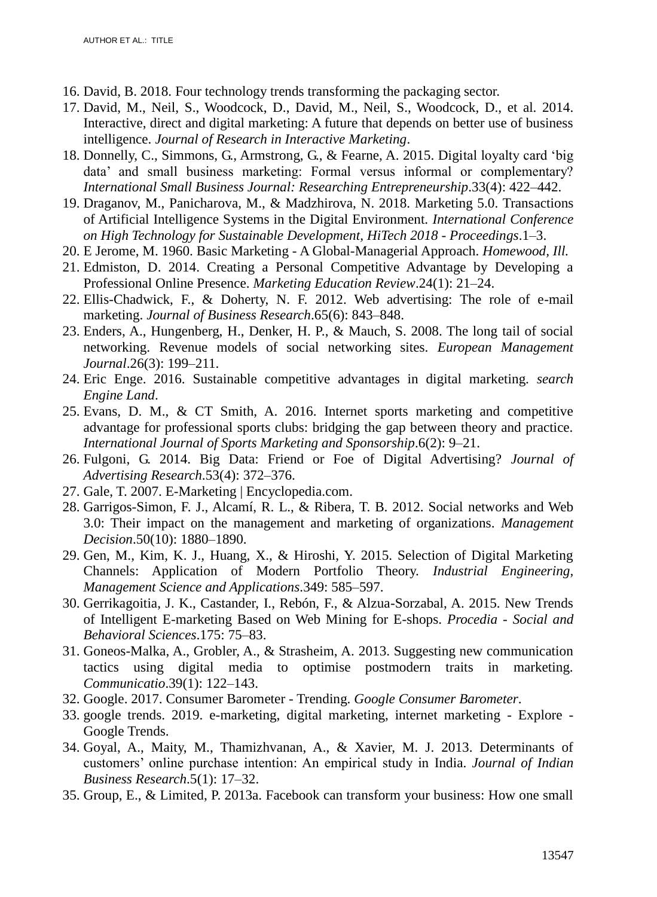16. David, B. 2018. Four technology trends transforming the packaging sector.
17. David, M., Neil, S., Woodcock, D., David, M., Neil, S., Woodcock, D., et al. 2014. Interactive, direct and digital marketing: A future that depends on better use of business intelligence. *Journal of Research in Interactive Marketing*.
18. Donnelly, C., Simmons, G., Armstrong, G., & Fearne, A. 2015. Digital loyalty card 'big data' and small business marketing: Formal versus informal or complementary? *International Small Business Journal: Researching Entrepreneurship*.33(4): 422–442.
19. Draganov, M., Panicharova, M., & Madzhirova, N. 2018. Marketing 5.0. Transactions of Artificial Intelligence Systems in the Digital Environment. *International Conference on High Technology for Sustainable Development, HiTech 2018 - Proceedings*.1–3.
20. E Jerome, M. 1960. Basic Marketing - A Global-Managerial Approach. *Homewood, Ill.*
21. Edmiston, D. 2014. Creating a Personal Competitive Advantage by Developing a Professional Online Presence. *Marketing Education Review*.24(1): 21–24.
22. Ellis-Chadwick, F., & Doherty, N. F. 2012. Web advertising: The role of e-mail marketing. *Journal of Business Research*.65(6): 843–848.
23. Enders, A., Hungenberg, H., Denker, H. P., & Mauch, S. 2008. The long tail of social networking. Revenue models of social networking sites. *European Management Journal*.26(3): 199–211.
24. Eric Enge. 2016. Sustainable competitive advantages in digital marketing. *search Engine Land*.
25. Evans, D. M., & CT Smith, A. 2016. Internet sports marketing and competitive advantage for professional sports clubs: bridging the gap between theory and practice. *International Journal of Sports Marketing and Sponsorship*.6(2): 9–21.
26. Fulgoni, G. 2014. Big Data: Friend or Foe of Digital Advertising? *Journal of Advertising Research*.53(4): 372–376.
27. Gale, T. 2007. E-Marketing | Encyclopedia.com.
28. Garrigos-Simon, F. J., Alcamí, R. L., & Ribera, T. B. 2012. Social networks and Web 3.0: Their impact on the management and marketing of organizations. *Management Decision*.50(10): 1880–1890.
29. Gen, M., Kim, K. J., Huang, X., & Hiroshi, Y. 2015. Selection of Digital Marketing Channels: Application of Modern Portfolio Theory. *Industrial Engineering, Management Science and Applications*.349: 585–597.
30. Gerrikagoitia, J. K., Castander, I., Rebón, F., & Alzua-Sorzabal, A. 2015. New Trends of Intelligent E-marketing Based on Web Mining for E-shops. *Procedia - Social and Behavioral Sciences*.175: 75–83.
31. Goneos-Malka, A., Grobler, A., & Strasheim, A. 2013. Suggesting new communication tactics using digital media to optimise postmodern traits in marketing. *Communicatio*.39(1): 122–143.
32. Google. 2017. Consumer Barometer - Trending. *Google Consumer Barometer*.
33. google trends. 2019. e-marketing, digital marketing, internet marketing - Explore - Google Trends.
34. Goyal, A., Maity, M., Thamizhvanan, A., & Xavier, M. J. 2013. Determinants of customers' online purchase intention: An empirical study in India. *Journal of Indian Business Research*.5(1): 17–32.
35. Group, E., & Limited, P. 2013a. Facebook can transform your business: How one small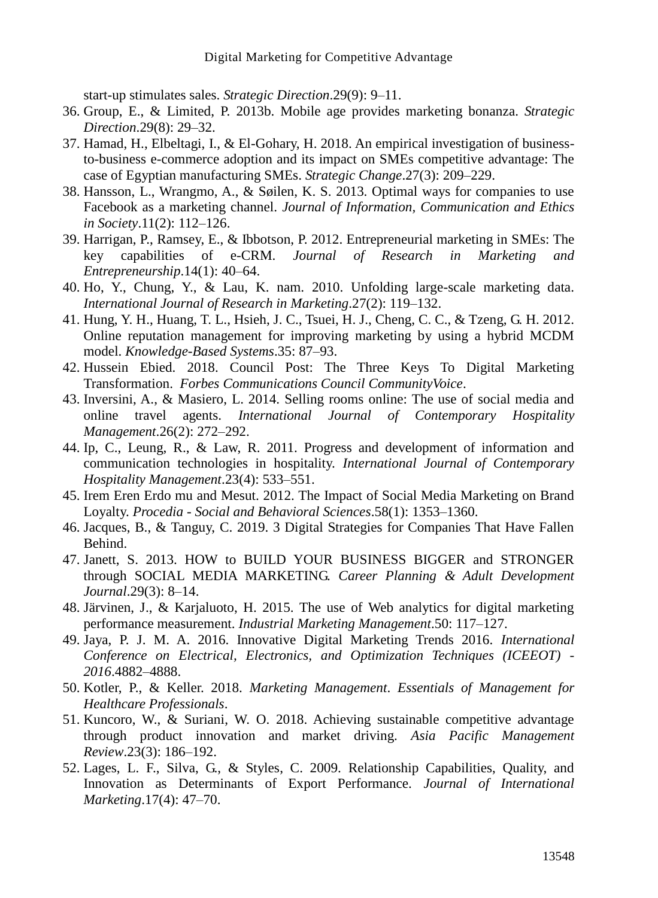start-up stimulates sales. *Strategic Direction*.29(9): 9–11.

36. Group, E., & Limited, P. 2013b. Mobile age provides marketing bonanza. *Strategic Direction*.29(8): 29–32.
37. Hamad, H., Elbeltagi, I., & El-Gohary, H. 2018. An empirical investigation of business-to-business e-commerce adoption and its impact on SMEs competitive advantage: The case of Egyptian manufacturing SMEs. *Strategic Change*.27(3): 209–229.
38. Hansson, L., Wrangmo, A., & Søilen, K. S. 2013. Optimal ways for companies to use Facebook as a marketing channel. *Journal of Information, Communication and Ethics in Society*.11(2): 112–126.
39. Harrigan, P., Ramsey, E., & Ibbotson, P. 2012. Entrepreneurial marketing in SMEs: The key capabilities of e-CRM. *Journal of Research in Marketing and Entrepreneurship*.14(1): 40–64.
40. Ho, Y., Chung, Y., & Lau, K. nam. 2010. Unfolding large-scale marketing data. *International Journal of Research in Marketing*.27(2): 119–132.
41. Hung, Y. H., Huang, T. L., Hsieh, J. C., Tsuei, H. J., Cheng, C. C., & Tzeng, G. H. 2012. Online reputation management for improving marketing by using a hybrid MCDM model. *Knowledge-Based Systems*.35: 87–93.
42. Hussein Ebied. 2018. Council Post: The Three Keys To Digital Marketing Transformation. *Forbes Communications Council CommunityVoice*.
43. Inversini, A., & Masiero, L. 2014. Selling rooms online: The use of social media and online travel agents. *International Journal of Contemporary Hospitality Management*.26(2): 272–292.
44. Ip, C., Leung, R., & Law, R. 2011. Progress and development of information and communication technologies in hospitality. *International Journal of Contemporary Hospitality Management*.23(4): 533–551.
45. Irem Eren Erdo mu and Mesut. 2012. The Impact of Social Media Marketing on Brand Loyalty. *Procedia - Social and Behavioral Sciences*.58(1): 1353–1360.
46. Jacques, B., & Tanguy, C. 2019. 3 Digital Strategies for Companies That Have Fallen Behind.
47. Janett, S. 2013. HOW to BUILD YOUR BUSINESS BIGGER and STRONGER through SOCIAL MEDIA MARKETING. *Career Planning & Adult Development Journal*.29(3): 8–14.
48. Järvinen, J., & Karjaluoto, H. 2015. The use of Web analytics for digital marketing performance measurement. *Industrial Marketing Management*.50: 117–127.
49. Jaya, P. J. M. A. 2016. Innovative Digital Marketing Trends 2016. *International Conference on Electrical, Electronics, and Optimization Techniques (ICEEOT) - 2016*.4882–4888.
50. Kotler, P., & Keller. 2018. *Marketing Management*. *Essentials of Management for Healthcare Professionals*.
51. Kuncoro, W., & Suriani, W. O. 2018. Achieving sustainable competitive advantage through product innovation and market driving. *Asia Pacific Management Review*.23(3): 186–192.
52. Lages, L. F., Silva, G., & Styles, C. 2009. Relationship Capabilities, Quality, and Innovation as Determinants of Export Performance. *Journal of International Marketing*.17(4): 47–70.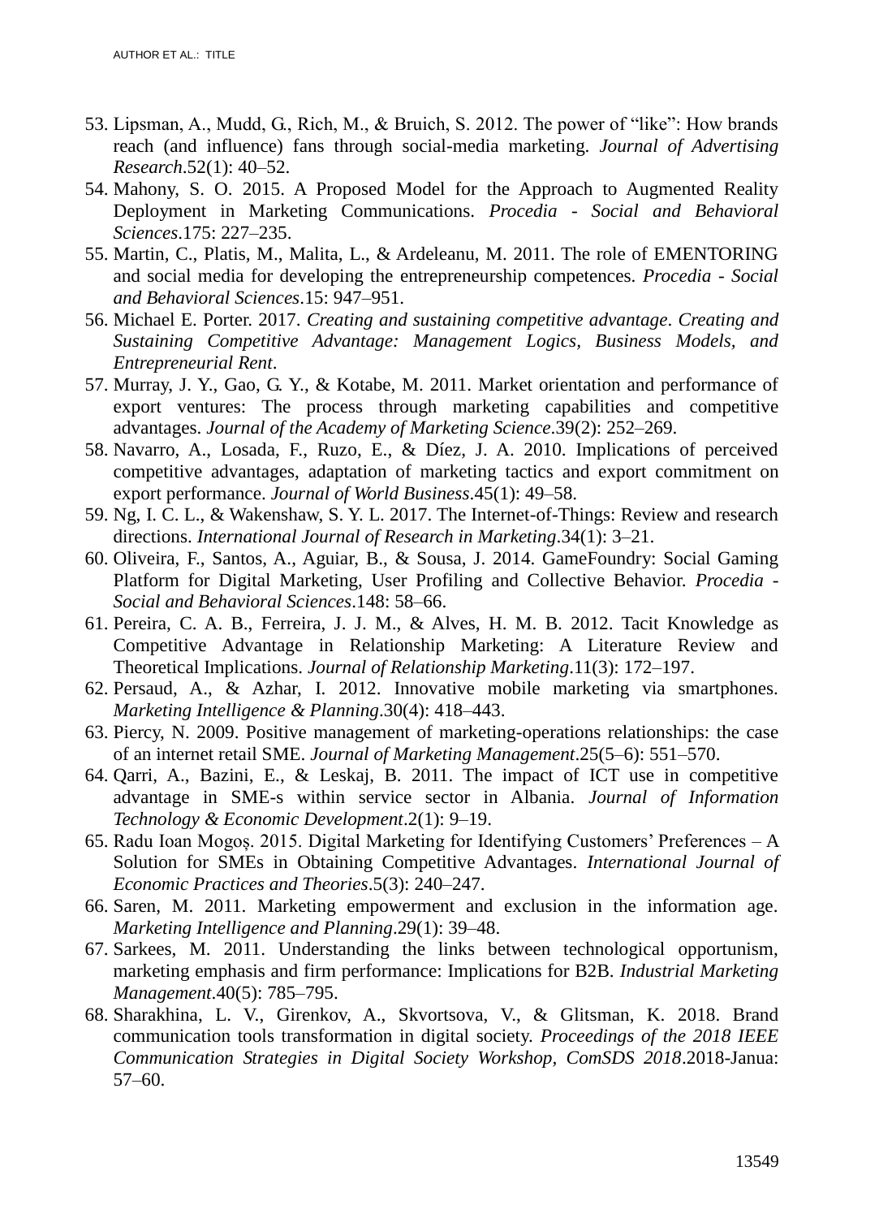53. Lipsman, A., Mudd, G., Rich, M., & Bruich, S. 2012. The power of "like": How brands reach (and influence) fans through social-media marketing. *Journal of Advertising Research*.52(1): 40–52.
54. Mahony, S. O. 2015. A Proposed Model for the Approach to Augmented Reality Deployment in Marketing Communications. *Procedia - Social and Behavioral Sciences*.175: 227–235.
55. Martin, C., Platis, M., Malita, L., & Ardeleanu, M. 2011. The role of EMENTORING and social media for developing the entrepreneurship competences. *Procedia - Social and Behavioral Sciences*.15: 947–951.
56. Michael E. Porter. 2017. *Creating and sustaining competitive advantage*. *Creating and Sustaining Competitive Advantage: Management Logics, Business Models, and Entrepreneurial Rent*.
57. Murray, J. Y., Gao, G. Y., & Kotabe, M. 2011. Market orientation and performance of export ventures: The process through marketing capabilities and competitive advantages. *Journal of the Academy of Marketing Science*.39(2): 252–269.
58. Navarro, A., Losada, F., Ruzo, E., & Díez, J. A. 2010. Implications of perceived competitive advantages, adaptation of marketing tactics and export commitment on export performance. *Journal of World Business*.45(1): 49–58.
59. Ng, I. C. L., & Wakenshaw, S. Y. L. 2017. The Internet-of-Things: Review and research directions. *International Journal of Research in Marketing*.34(1): 3–21.
60. Oliveira, F., Santos, A., Aguiar, B., & Sousa, J. 2014. GameFoundry: Social Gaming Platform for Digital Marketing, User Profiling and Collective Behavior. *Procedia - Social and Behavioral Sciences*.148: 58–66.
61. Pereira, C. A. B., Ferreira, J. J. M., & Alves, H. M. B. 2012. Tacit Knowledge as Competitive Advantage in Relationship Marketing: A Literature Review and Theoretical Implications. *Journal of Relationship Marketing*.11(3): 172–197.
62. Persaud, A., & Azhar, I. 2012. Innovative mobile marketing via smartphones. *Marketing Intelligence & Planning*.30(4): 418–443.
63. Piercy, N. 2009. Positive management of marketing-operations relationships: the case of an internet retail SME. *Journal of Marketing Management*.25(5–6): 551–570.
64. Qarri, A., Bazini, E., & Leskaj, B. 2011. The impact of ICT use in competitive advantage in SME-s within service sector in Albania. *Journal of Information Technology & Economic Development*.2(1): 9–19.
65. Radu Ioan Mogoș. 2015. Digital Marketing for Identifying Customers' Preferences – A Solution for SMEs in Obtaining Competitive Advantages. *International Journal of Economic Practices and Theories*.5(3): 240–247.
66. Saren, M. 2011. Marketing empowerment and exclusion in the information age. *Marketing Intelligence and Planning*.29(1): 39–48.
67. Sarkees, M. 2011. Understanding the links between technological opportunism, marketing emphasis and firm performance: Implications for B2B. *Industrial Marketing Management*.40(5): 785–795.
68. Sharakhina, L. V., Girenkov, A., Skvortsova, V., & Glitsman, K. 2018. Brand communication tools transformation in digital society. *Proceedings of the 2018 IEEE Communication Strategies in Digital Society Workshop, ComSDS 2018*.2018-Janua: 57–60.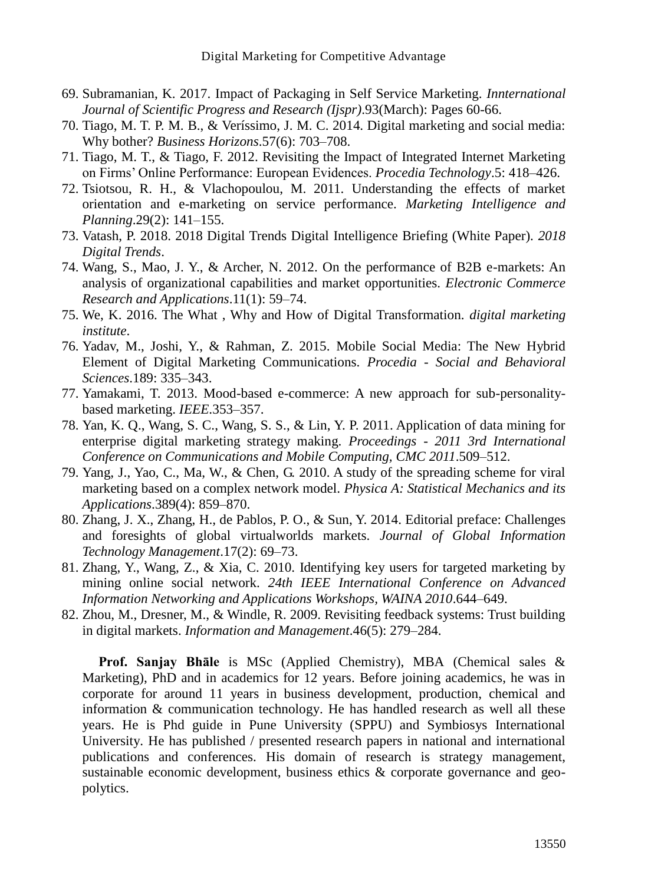69. Subramanian, K. 2017. Impact of Packaging in Self Service Marketing. *Innternational Journal of Scientific Progress and Research (Ijspr)*.93(March): Pages 60-66.
70. Tiago, M. T. P. M. B., & Veríssimo, J. M. C. 2014. Digital marketing and social media: Why bother? *Business Horizons*.57(6): 703–708.
71. Tiago, M. T., & Tiago, F. 2012. Revisiting the Impact of Integrated Internet Marketing on Firms' Online Performance: European Evidences. *Procedia Technology*.5: 418–426.
72. Tsiotsou, R. H., & Vlachopoulou, M. 2011. Understanding the effects of market orientation and e-marketing on service performance. *Marketing Intelligence and Planning*.29(2): 141–155.
73. Vatash, P. 2018. 2018 Digital Trends Digital Intelligence Briefing (White Paper). *2018 Digital Trends*.
74. Wang, S., Mao, J. Y., & Archer, N. 2012. On the performance of B2B e-markets: An analysis of organizational capabilities and market opportunities. *Electronic Commerce Research and Applications*.11(1): 59–74.
75. We, K. 2016. The What , Why and How of Digital Transformation. *digital marketing institute*.
76. Yadav, M., Joshi, Y., & Rahman, Z. 2015. Mobile Social Media: The New Hybrid Element of Digital Marketing Communications. *Procedia - Social and Behavioral Sciences*.189: 335–343.
77. Yamakami, T. 2013. Mood-based e-commerce: A new approach for sub-personality-based marketing. *IEEE*.353–357.
78. Yan, K. Q., Wang, S. C., Wang, S. S., & Lin, Y. P. 2011. Application of data mining for enterprise digital marketing strategy making. *Proceedings - 2011 3rd International Conference on Communications and Mobile Computing, CMC 2011*.509–512.
79. Yang, J., Yao, C., Ma, W., & Chen, G. 2010. A study of the spreading scheme for viral marketing based on a complex network model. *Physica A: Statistical Mechanics and its Applications*.389(4): 859–870.
80. Zhang, J. X., Zhang, H., de Pablos, P. O., & Sun, Y. 2014. Editorial preface: Challenges and foresights of global virtualworlds markets. *Journal of Global Information Technology Management*.17(2): 69–73.
81. Zhang, Y., Wang, Z., & Xia, C. 2010. Identifying key users for targeted marketing by mining online social network. *24th IEEE International Conference on Advanced Information Networking and Applications Workshops, WAINA 2010*.644–649.
82. Zhou, M., Dresner, M., & Windle, R. 2009. Revisiting feedback systems: Trust building in digital markets. *Information and Management*.46(5): 279–284.

**Prof. Sanjay Bhāle** is MSc (Applied Chemistry), MBA (Chemical sales & Marketing), PhD and in academics for 12 years. Before joining academics, he was in corporate for around 11 years in business development, production, chemical and information & communication technology. He has handled research as well all these years. He is Phd guide in Pune University (SPPU) and Symbiosys International University. He has published / presented research papers in national and international publications and conferences. His domain of research is strategy management, sustainable economic development, business ethics & corporate governance and geo-polytics.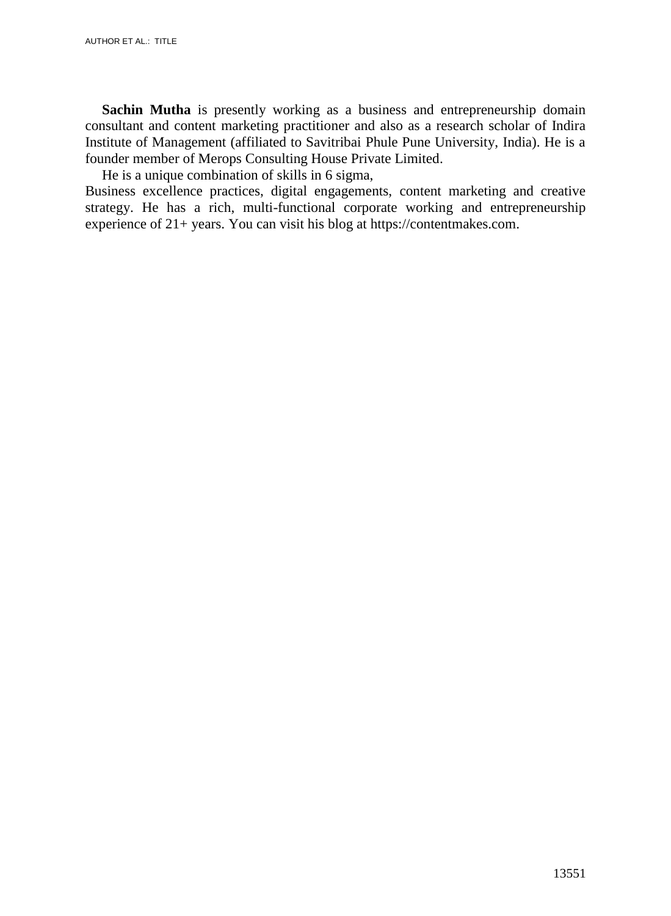**Sachin Mutha** is presently working as a business and entrepreneurship domain consultant and content marketing practitioner and also as a research scholar of Indira Institute of Management (affiliated to Savitribai Phule Pune University, India). He is a founder member of Merops Consulting House Private Limited.

He is a unique combination of skills in 6 sigma,
Business excellence practices, digital engagements, content marketing and creative strategy. He has a rich, multi-functional corporate working and entrepreneurship experience of 21+ years. You can visit his blog at https://contentmakes.com.